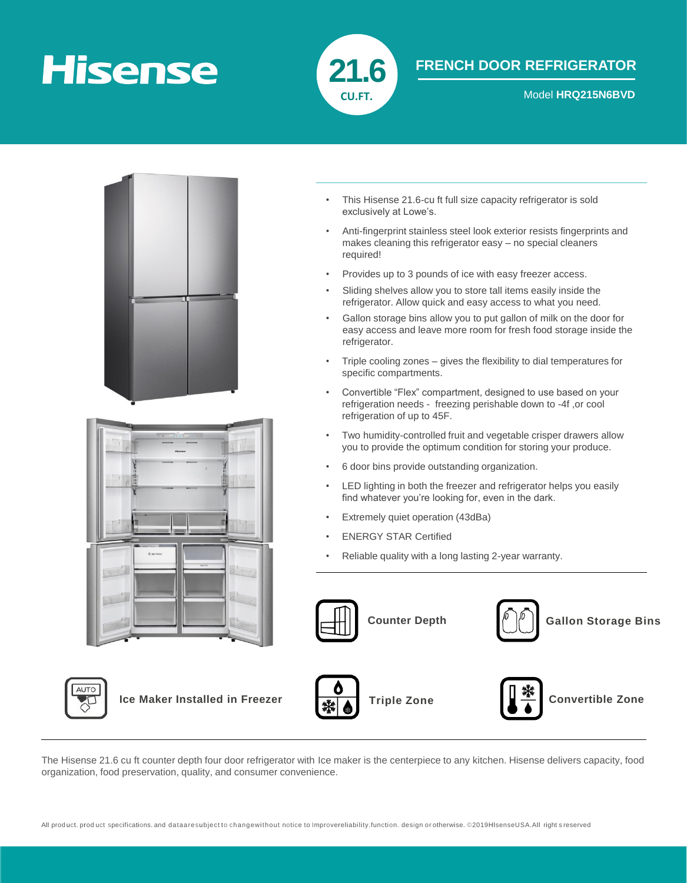# Hisense

**21.6** CU.FT.

## FRENCH DOOR REFRIGERATOR

Model **HRQ215N6BVD**

- This Hisense 21.6-cu ft full size capacity refrigerator is sold exclusively at Lowe's.
- Anti-fingerprint stainless steel look exterior resists fingerprints and makes cleaning this refrigerator easy – no special cleaners required!
- Provides up to 3 pounds of ice with easy freezer access.
- Sliding shelves allow you to store tall items easily inside the refrigerator. Allow quick and easy access to what you need.
- Gallon storage bins allow you to put gallon of milk on the door for easy access and leave more room for fresh food storage inside the refrigerator.
- Triple cooling zones – gives the flexibility to dial temperatures for specific compartments.
- Convertible "Flex" compartment, designed to use based on your refrigeration needs - freezing perishable down to -4f ,or cool refrigeration of up to 45F.
- Two humidity-controlled fruit and vegetable crisper drawers allow you to provide the optimum condition for storing your produce.
- 6 door bins provide outstanding organization.
- LED lighting in both the freezer and refrigerator helps you easily find whatever you're looking for, even in the dark.
- Extremely quiet operation (43dBa)
- ENERGY STAR Certified
- Reliable quality with a long lasting 2-year warranty.

**Counter Depth**

**Gallon Storage Bins**

**Ice Maker Installed in Freezer**

**Triple Zone**

**Convertible Zone**

The Hisense 21.6 cu ft counter depth four door refrigerator with Ice maker is the centerpiece to any kitchen. Hisense delivers capacity, food organization, food preservation, quality, and consumer convenience.

All product. product specifications. and data are subject to change without notice to Improve reliability. function. design or otherwise. ©2019HIsenseUSA.All rights reserved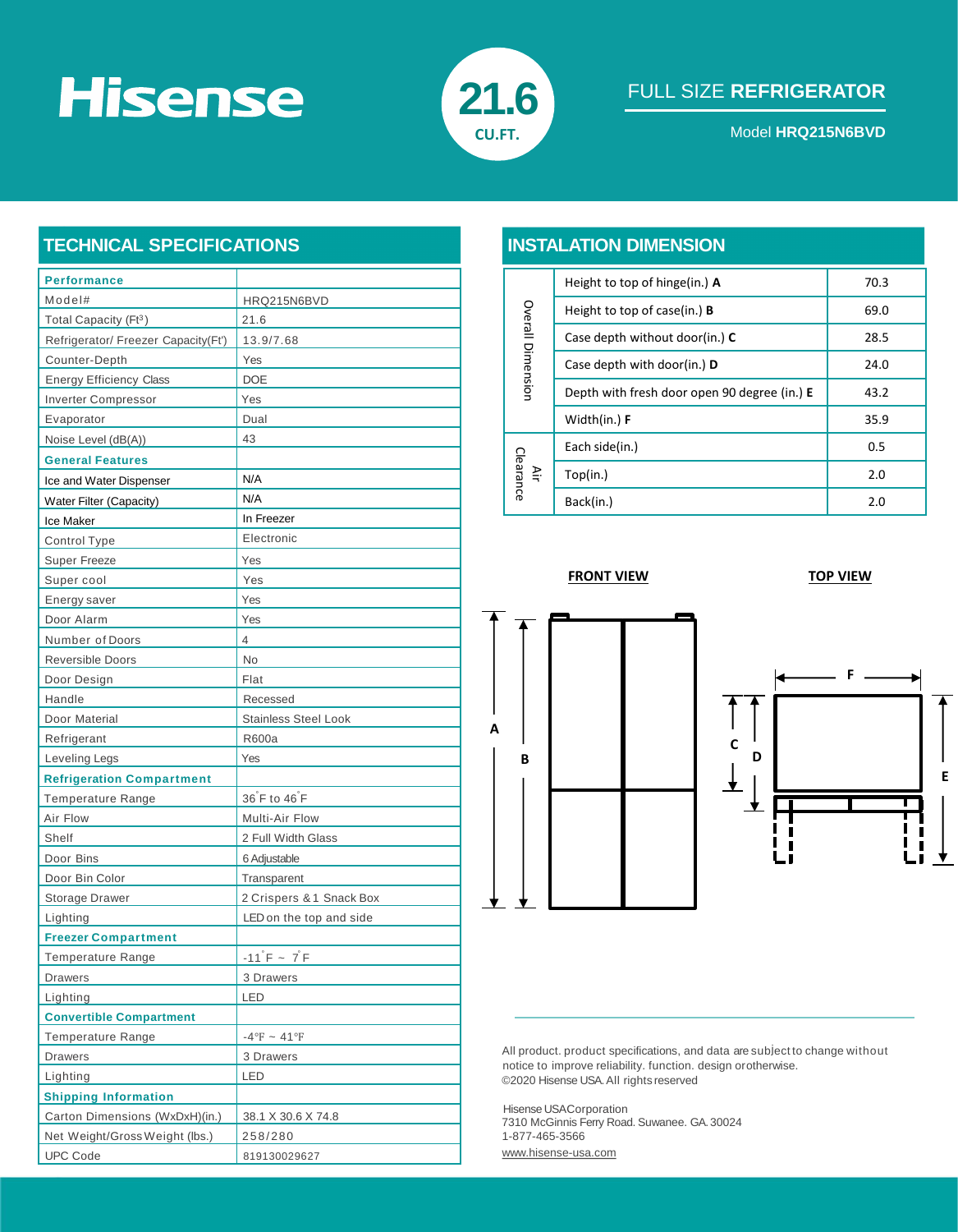# Hisense

**21.6** CU.FT.

FULL SIZE **REFRIGERATOR**

Model **HRQ215N6BVD**

## TECHNICAL SPECIFICATIONS

| | |
|---|---|
| **Performance** | |
| Model# | HRQ215N6BVD |
| Total Capacity ($Ft^3$) | 21.6 |
| Refrigerator/ Freezer Capacity(Ft') | 13.9/7.68 |
| Counter-Depth | Yes |
| Energy Efficiency Class | DOE |
| Inverter Compressor | Yes |
| Evaporator | Dual |
| Noise Level (dB(A)) | 43 |
| **General Features** | |
| Ice and Water Dispenser | N/A |
| Water Filter (Capacity) | N/A |
| Ice Maker | In Freezer |
| Control Type | Electronic |
| Super Freeze | Yes |
| Super cool | Yes |
| Energy saver | Yes |
| Door Alarm | Yes |
| Number of Doors | 4 |
| Reversible Doors | No |
| Door Design | Flat |
| Handle | Recessed |
| Door Material | Stainless Steel Look |
| Refrigerant | R600a |
| Leveling Legs | Yes |
| **Refrigeration Compartment** | |
| Temperature Range | 36°F to 46°F |
| Air Flow | Multi-Air Flow |
| Shelf | 2 Full Width Glass |
| Door Bins | 6 Adjustable |
| Door Bin Color | Transparent |
| Storage Drawer | 2 Crispers & 1 Snack Box |
| Lighting | LED on the top and side |
| **Freezer Compartment** | |
| Temperature Range | -11°F ~ 7°F |
| Drawers | 3 Drawers |
| Lighting | LED |
| **Convertible Compartment** | |
| Temperature Range | -4°F ~ 41°F |
| Drawers | 3 Drawers |
| Lighting | LED |
| **Shipping Information** | |
| Carton Dimensions (WxDxH)(in.) | 38.1 X 30.6 X 74.8 |
| Net Weight/Gross Weight (lbs.) | 258/280 |
| UPC Code | 819130029627 |

## INSTALATION DIMENSION

| | | |
|---|---|---|
| Overall Dimension | Height to top of hinge(in.) **A** | 70.3 |
| | Height to top of case(in.) **B** | 69.0 |
| | Case depth without door(in.) **C** | 28.5 |
| | Case depth with door(in.) **D** | 24.0 |
| | Depth with fresh door open 90 degree (in.) **E** | 43.2 |
| | Width(in.) **F** | 35.9 |
| Air Clearance | Each side(in.) | 0.5 |
| | Top(in.) | 2.0 |
| | Back(in.) | 2.0 |

**FRONT VIEW**

A

B

**TOP VIEW**

F

C

D

E

All product. product specifications, and data are subject to change without notice to improve reliability. function. design orotherwise.
©2020 Hisense USA. All rights reserved

Hisense USA Corporation
7310 McGinnis Ferry Road. Suwanee. GA. 30024
1-877-465-3566
www.hisense-usa.com